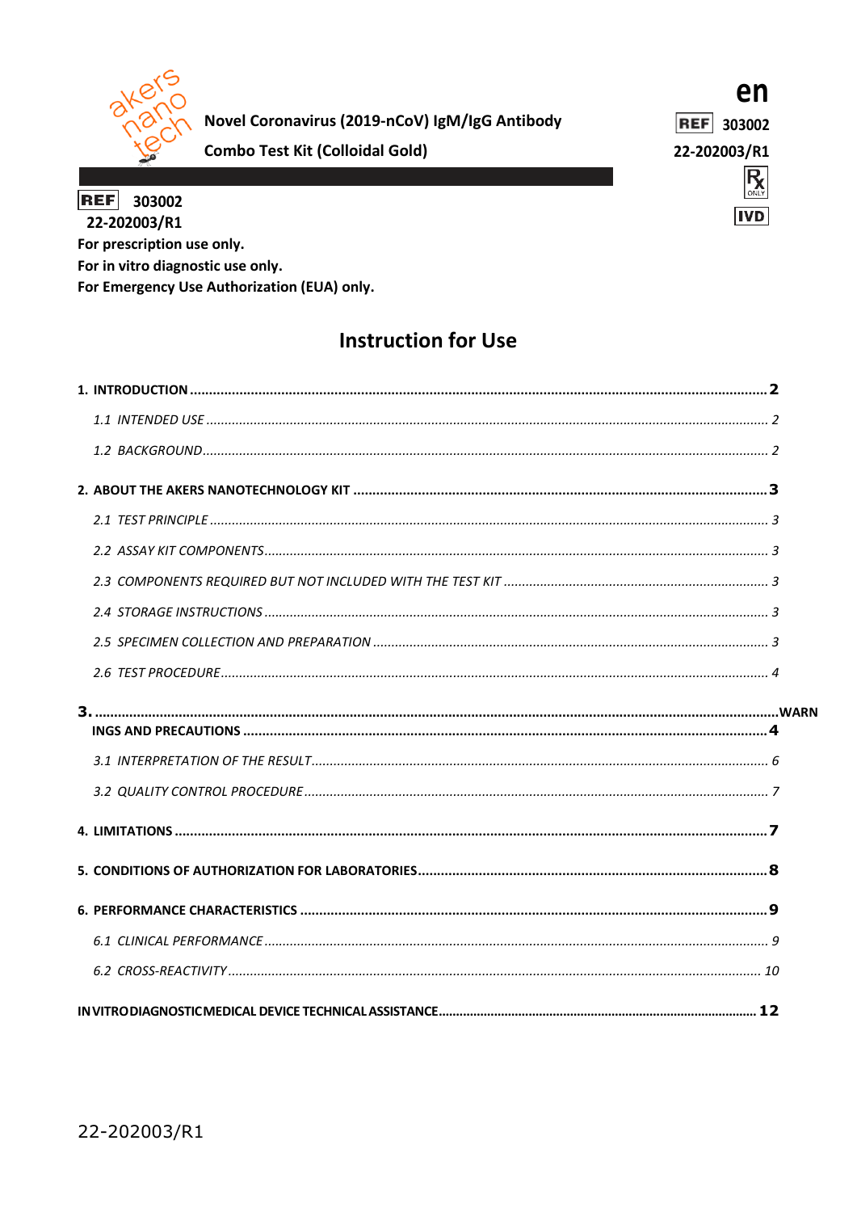akers nano tech

**Novel Coronavirus (2019-nCoV) IgM/IgG Antibody Combo Test Kit (Colloidal Gold)**

**en**

REF 303002

22-202003/R1

Rx ONLY

IVD

**REF 303002**

**22-202003/R1**

**For prescription use only.**

**For in vitro diagnostic use only.**

**For Emergency Use Authorization (EUA) only.**

# Instruction for Use

**1. INTRODUCTION ........ 2**

*1.1 INTENDED USE ........ 2*

*1.2 BACKGROUND ........ 2*

**2. ABOUT THE AKERS NANOTECHNOLOGY KIT ........ 3**

*2.1 TEST PRINCIPLE ........ 3*

*2.2 ASSAY KIT COMPONENTS ........ 3*

*2.3 COMPONENTS REQUIRED BUT NOT INCLUDED WITH THE TEST KIT ........ 3*

*2.4 STORAGE INSTRUCTIONS ........ 3*

*2.5 SPECIMEN COLLECTION AND PREPARATION ........ 3*

*2.6 TEST PROCEDURE ........ 4*

**3. ........ WARNINGS AND PRECAUTIONS ........ 4**

*3.1 INTERPRETATION OF THE RESULT ........ 6*

*3.2 QUALITY CONTROL PROCEDURE ........ 7*

**4. LIMITATIONS ........ 7**

**5. CONDITIONS OF AUTHORIZATION FOR LABORATORIES ........ 8**

**6. PERFORMANCE CHARACTERISTICS ........ 9**

*6.1 CLINICAL PERFORMANCE ........ 9*

*6.2 CROSS-REACTIVITY ........ 10*

**IN VITRO DIAGNOSTIC MEDICAL DEVICE TECHNICAL ASSISTANCE ........ 12**

22-202003/R1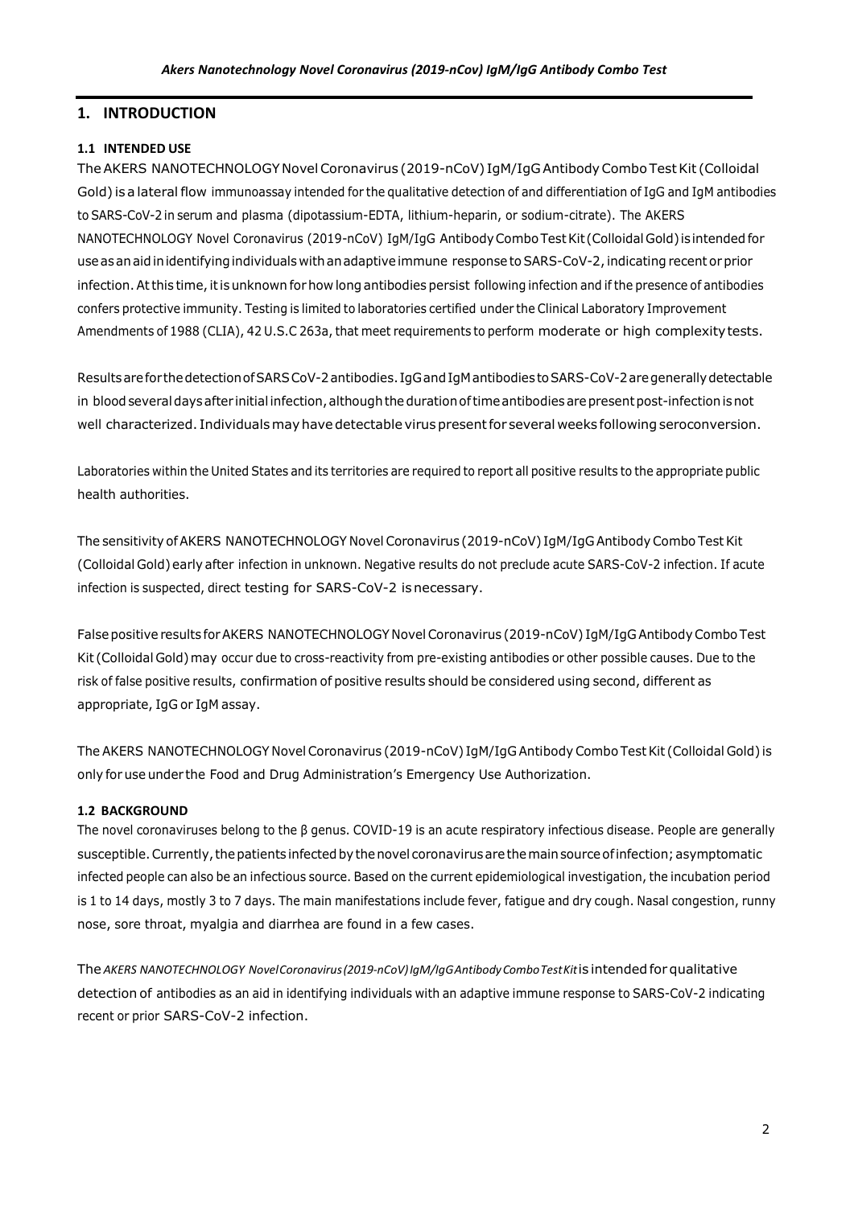# 1. INTRODUCTION

## 1.1 INTENDED USE

The AKERS NANOTECHNOLOGY Novel Coronavirus (2019-nCoV) IgM/IgG Antibody Combo Test Kit (Colloidal Gold) is a lateral flow immunoassay intended for the qualitative detection of and differentiation of IgG and IgM antibodies to SARS-CoV-2 in serum and plasma (dipotassium-EDTA, lithium-heparin, or sodium-citrate). The AKERS NANOTECHNOLOGY Novel Coronavirus (2019-nCoV) IgM/IgG Antibody Combo Test Kit (Colloidal Gold) is intended for use as an aid in identifying individuals with an adaptive immune response to SARS-CoV-2, indicating recent or prior infection. At this time, it is unknown for how long antibodies persist following infection and if the presence of antibodies confers protective immunity. Testing is limited to laboratories certified under the Clinical Laboratory Improvement Amendments of 1988 (CLIA), 42 U.S.C 263a, that meet requirements to perform moderate or high complexity tests.

Results are for the detection of SARS CoV-2 antibodies. IgG and IgM antibodies to SARS-CoV-2 are generally detectable in blood several days after initial infection, although the duration of time antibodies are present post-infection is not well characterized. Individuals may have detectable virus present for several weeks following seroconversion.

Laboratories within the United States and its territories are required to report all positive results to the appropriate public health authorities.

The sensitivity of AKERS NANOTECHNOLOGY Novel Coronavirus (2019-nCoV) IgM/IgG Antibody Combo Test Kit (Colloidal Gold) early after infection in unknown. Negative results do not preclude acute SARS-CoV-2 infection. If acute infection is suspected, direct testing for SARS-CoV-2 is necessary.

False positive results for AKERS NANOTECHNOLOGY Novel Coronavirus (2019-nCoV) IgM/IgG Antibody Combo Test Kit (Colloidal Gold) may occur due to cross-reactivity from pre-existing antibodies or other possible causes. Due to the risk of false positive results, confirmation of positive results should be considered using second, different as appropriate, IgG or IgM assay.

The AKERS NANOTECHNOLOGY Novel Coronavirus (2019-nCoV) IgM/IgG Antibody Combo Test Kit (Colloidal Gold) is only for use under the Food and Drug Administration's Emergency Use Authorization.

## 1.2 BACKGROUND

The novel coronaviruses belong to the β genus. COVID-19 is an acute respiratory infectious disease. People are generally susceptible. Currently, the patients infected by the novel coronavirus are the main source of infection; asymptomatic infected people can also be an infectious source. Based on the current epidemiological investigation, the incubation period is 1 to 14 days, mostly 3 to 7 days. The main manifestations include fever, fatigue and dry cough. Nasal congestion, runny nose, sore throat, myalgia and diarrhea are found in a few cases.

The *AKERS NANOTECHNOLOGY Novel Coronavirus (2019-nCoV) IgM/IgG Antibody Combo Test Kit* is intended for qualitative detection of antibodies as an aid in identifying individuals with an adaptive immune response to SARS-CoV-2 indicating recent or prior SARS-CoV-2 infection.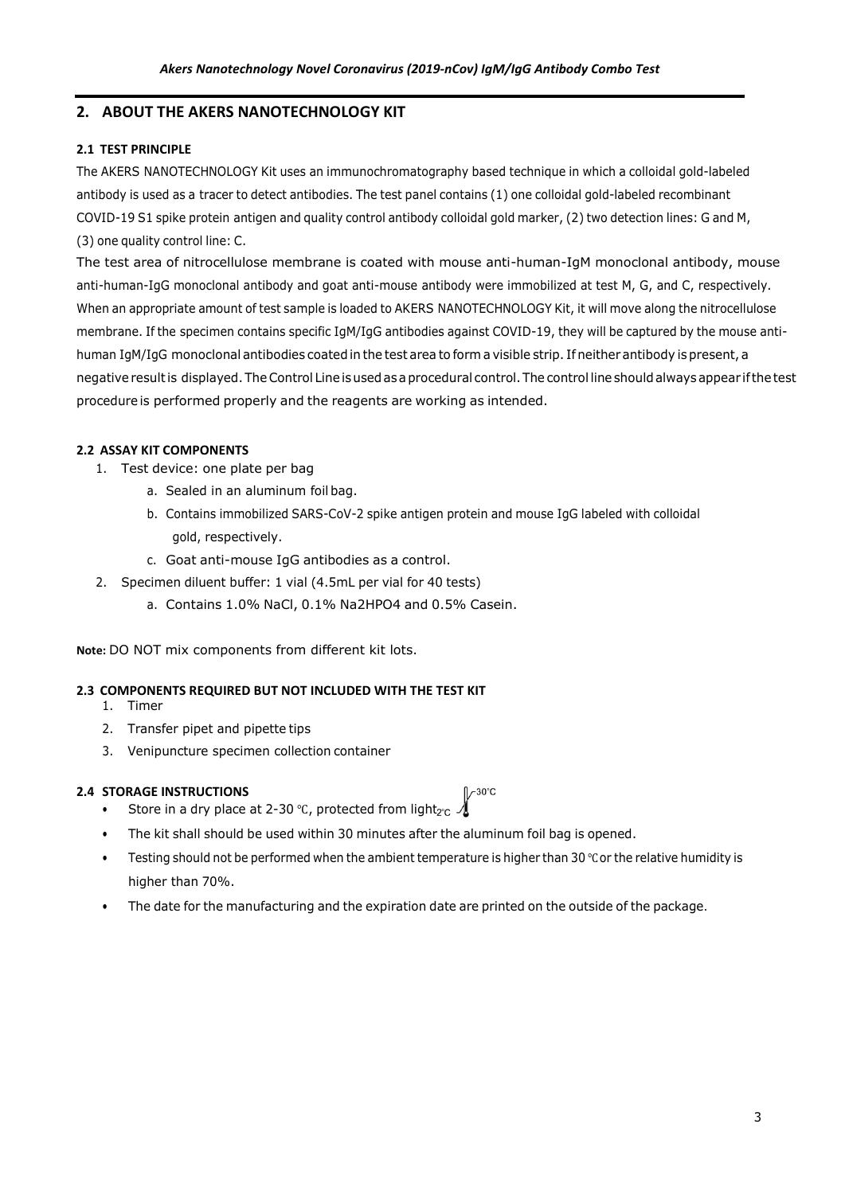## 2. ABOUT THE AKERS NANOTECHNOLOGY KIT

### 2.1 TEST PRINCIPLE

The AKERS NANOTECHNOLOGY Kit uses an immunochromatography based technique in which a colloidal gold-labeled antibody is used as a tracer to detect antibodies. The test panel contains (1) one colloidal gold-labeled recombinant COVID-19 S1 spike protein antigen and quality control antibody colloidal gold marker, (2) two detection lines: G and M, (3) one quality control line: C.

The test area of nitrocellulose membrane is coated with mouse anti-human-IgM monoclonal antibody, mouse anti-human-IgG monoclonal antibody and goat anti-mouse antibody were immobilized at test M, G, and C, respectively. When an appropriate amount of test sample is loaded to AKERS NANOTECHNOLOGY Kit, it will move along the nitrocellulose membrane. If the specimen contains specific IgM/IgG antibodies against COVID-19, they will be captured by the mouse anti-human IgM/IgG monoclonal antibodies coated in the test area to form a visible strip. If neither antibody is present, a negative result is displayed. The Control Line is used as a procedural control. The control line should always appear if the test procedure is performed properly and the reagents are working as intended.

### 2.2 ASSAY KIT COMPONENTS

1. Test device: one plate per bag
   a. Sealed in an aluminum foil bag.
   b. Contains immobilized SARS-CoV-2 spike antigen protein and mouse IgG labeled with colloidal gold, respectively.
   c. Goat anti-mouse IgG antibodies as a control.
2. Specimen diluent buffer: 1 vial (4.5mL per vial for 40 tests)
   a. Contains 1.0% NaCl, 0.1% $Na_2HPO_4$ and 0.5% Casein.

**Note:** DO NOT mix components from different kit lots.

### 2.3 COMPONENTS REQUIRED BUT NOT INCLUDED WITH THE TEST KIT

1. Timer
2. Transfer pipet and pipette tips
3. Venipuncture specimen collection container

### 2.4 STORAGE INSTRUCTIONS

- Store in a dry place at 2-30 ℃, protected from light (2℃–30℃)
- The kit shall should be used within 30 minutes after the aluminum foil bag is opened.
- Testing should not be performed when the ambient temperature is higher than 30 ℃ or the relative humidity is higher than 70%.
- The date for the manufacturing and the expiration date are printed on the outside of the package.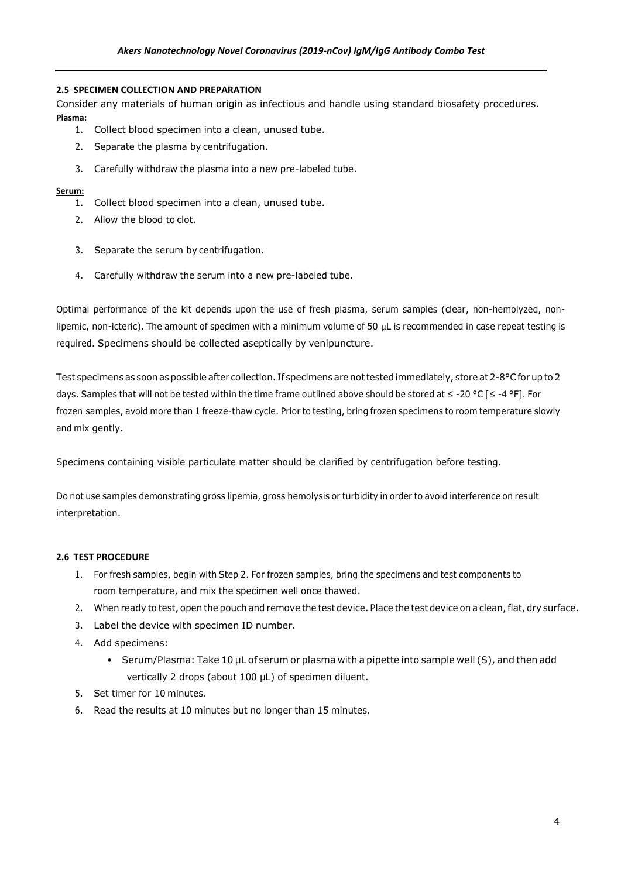#### 2.5 SPECIMEN COLLECTION AND PREPARATION

Consider any materials of human origin as infectious and handle using standard biosafety procedures.

**Plasma:**

1. Collect blood specimen into a clean, unused tube.
2. Separate the plasma by centrifugation.
3. Carefully withdraw the plasma into a new pre-labeled tube.

**Serum:**

1. Collect blood specimen into a clean, unused tube.
2. Allow the blood to clot.
3. Separate the serum by centrifugation.
4. Carefully withdraw the serum into a new pre-labeled tube.

Optimal performance of the kit depends upon the use of fresh plasma, serum samples (clear, non-hemolyzed, non-lipemic, non-icteric). The amount of specimen with a minimum volume of 50 μL is recommended in case repeat testing is required. Specimens should be collected aseptically by venipuncture.

Test specimens as soon as possible after collection. If specimens are not tested immediately, store at 2-8°C for up to 2 days. Samples that will not be tested within the time frame outlined above should be stored at ≤ -20 °C [≤ -4 °F]. For frozen samples, avoid more than 1 freeze-thaw cycle. Prior to testing, bring frozen specimens to room temperature slowly and mix gently.

Specimens containing visible particulate matter should be clarified by centrifugation before testing.

Do not use samples demonstrating gross lipemia, gross hemolysis or turbidity in order to avoid interference on result interpretation.

#### 2.6 TEST PROCEDURE

1. For fresh samples, begin with Step 2. For frozen samples, bring the specimens and test components to room temperature, and mix the specimen well once thawed.
2. When ready to test, open the pouch and remove the test device. Place the test device on a clean, flat, dry surface.
3. Label the device with specimen ID number.
4. Add specimens:
   - Serum/Plasma: Take 10 μL of serum or plasma with a pipette into sample well (S), and then add vertically 2 drops (about 100 μL) of specimen diluent.
5. Set timer for 10 minutes.
6. Read the results at 10 minutes but no longer than 15 minutes.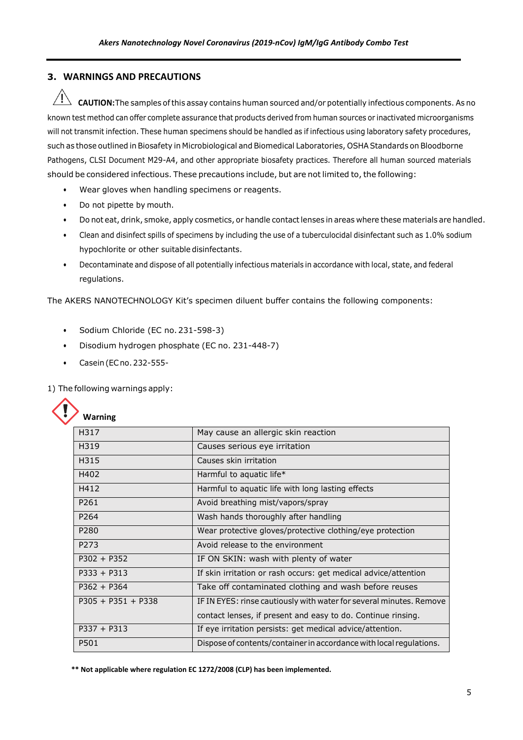## 3. WARNINGS AND PRECAUTIONS

⚠ **CAUTION:** The samples of this assay contains human sourced and/or potentially infectious components. As no known test method can offer complete assurance that products derived from human sources or inactivated microorganisms will not transmit infection. These human specimens should be handled as if infectious using laboratory safety procedures, such as those outlined in Biosafety in Microbiological and Biomedical Laboratories, OSHA Standards on Bloodborne Pathogens, CLSI Document M29-A4, and other appropriate biosafety practices. Therefore all human sourced materials should be considered infectious. These precautions include, but are not limited to, the following:

- Wear gloves when handling specimens or reagents.
- Do not pipette by mouth.
- Do not eat, drink, smoke, apply cosmetics, or handle contact lenses in areas where these materials are handled.
- Clean and disinfect spills of specimens by including the use of a tuberculocidal disinfectant such as 1.0% sodium hypochlorite or other suitable disinfectants.
- Decontaminate and dispose of all potentially infectious materials in accordance with local, state, and federal regulations.

The AKERS NANOTECHNOLOGY Kit's specimen diluent buffer contains the following components:

- Sodium Chloride (EC no. 231-598-3)
- Disodium hydrogen phosphate (EC no. 231-448-7)
- Casein (EC no. 232-555-

1) The following warnings apply:

**Warning**

| | |
|---|---|
| H317 | May cause an allergic skin reaction |
| H319 | Causes serious eye irritation |
| H315 | Causes skin irritation |
| H402 | Harmful to aquatic life* |
| H412 | Harmful to aquatic life with long lasting effects |
| P261 | Avoid breathing mist/vapors/spray |
| P264 | Wash hands thoroughly after handling |
| P280 | Wear protective gloves/protective clothing/eye protection |
| P273 | Avoid release to the environment |
| P302 + P352 | IF ON SKIN: wash with plenty of water |
| P333 + P313 | If skin irritation or rash occurs: get medical advice/attention |
| P362 + P364 | Take off contaminated clothing and wash before reuses |
| P305 + P351 + P338 | IF IN EYES: rinse cautiously with water for several minutes. Remove contact lenses, if present and easy to do. Continue rinsing. |
| P337 + P313 | If eye irritation persists: get medical advice/attention. |
| P501 | Dispose of contents/container in accordance with local regulations. |

**** Not applicable where regulation EC 1272/2008 (CLP) has been implemented.**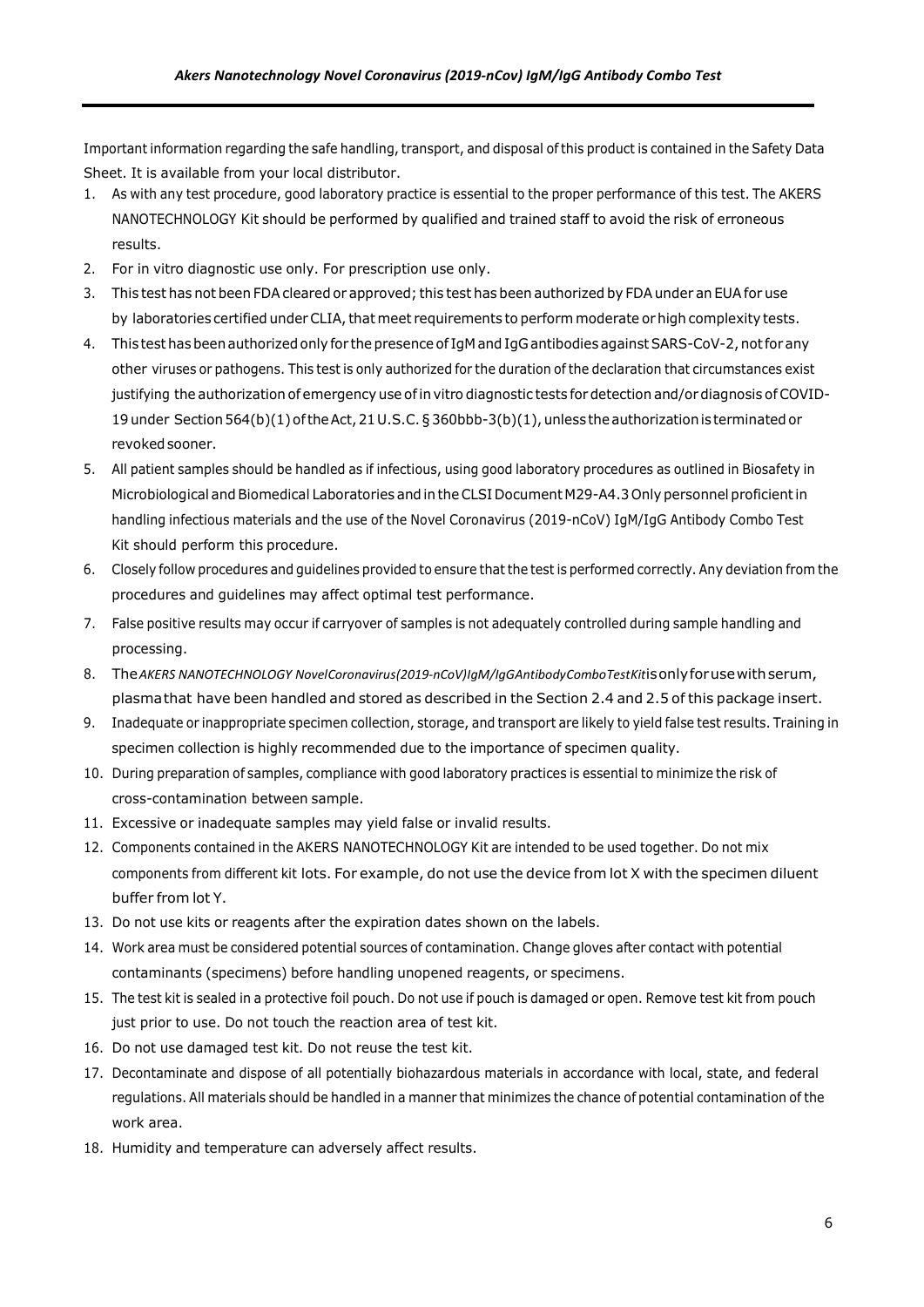Important information regarding the safe handling, transport, and disposal of this product is contained in the Safety Data Sheet. It is available from your local distributor.

1. As with any test procedure, good laboratory practice is essential to the proper performance of this test. The AKERS NANOTECHNOLOGY Kit should be performed by qualified and trained staff to avoid the risk of erroneous results.
2. For in vitro diagnostic use only. For prescription use only.
3. This test has not been FDA cleared or approved; this test has been authorized by FDA under an EUA for use by laboratories certified under CLIA, that meet requirements to perform moderate or high complexity tests.
4. This test has been authorized only for the presence of IgM and IgG antibodies against SARS-CoV-2, not for any other viruses or pathogens. This test is only authorized for the duration of the declaration that circumstances exist justifying the authorization of emergency use of in vitro diagnostic tests for detection and/or diagnosis of COVID-19 under Section 564(b)(1) of the Act, 21 U.S.C. § 360bbb-3(b)(1), unless the authorization is terminated or revoked sooner.
5. All patient samples should be handled as if infectious, using good laboratory procedures as outlined in Biosafety in Microbiological and Biomedical Laboratories and in the CLSI Document M29-A4.3 Only personnel proficient in handling infectious materials and the use of the Novel Coronavirus (2019-nCoV) IgM/IgG Antibody Combo Test Kit should perform this procedure.
6. Closely follow procedures and guidelines provided to ensure that the test is performed correctly. Any deviation from the procedures and guidelines may affect optimal test performance.
7. False positive results may occur if carryover of samples is not adequately controlled during sample handling and processing.
8. The *AKERS NANOTECHNOLOGY NovelCoronavirus(2019-nCoV)IgM/IgGAntibodyComboTestKit* is only for use with serum, plasma that have been handled and stored as described in the Section 2.4 and 2.5 of this package insert.
9. Inadequate or inappropriate specimen collection, storage, and transport are likely to yield false test results. Training in specimen collection is highly recommended due to the importance of specimen quality.
10. During preparation of samples, compliance with good laboratory practices is essential to minimize the risk of cross-contamination between sample.
11. Excessive or inadequate samples may yield false or invalid results.
12. Components contained in the AKERS NANOTECHNOLOGY Kit are intended to be used together. Do not mix components from different kit lots. For example, do not use the device from lot X with the specimen diluent buffer from lot Y.
13. Do not use kits or reagents after the expiration dates shown on the labels.
14. Work area must be considered potential sources of contamination. Change gloves after contact with potential contaminants (specimens) before handling unopened reagents, or specimens.
15. The test kit is sealed in a protective foil pouch. Do not use if pouch is damaged or open. Remove test kit from pouch just prior to use. Do not touch the reaction area of test kit.
16. Do not use damaged test kit. Do not reuse the test kit.
17. Decontaminate and dispose of all potentially biohazardous materials in accordance with local, state, and federal regulations. All materials should be handled in a manner that minimizes the chance of potential contamination of the work area.
18. Humidity and temperature can adversely affect results.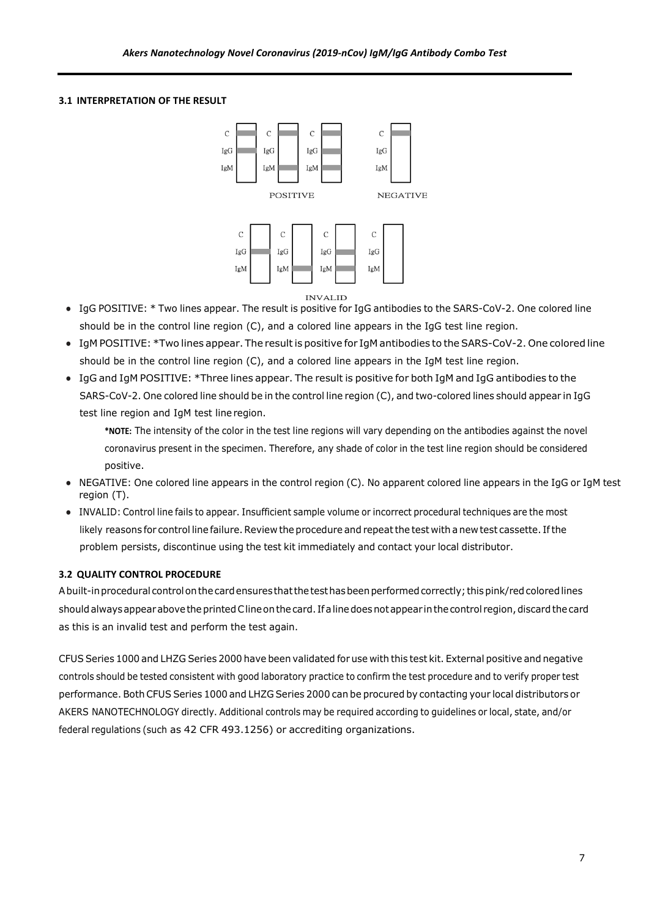### 3.1 INTERPRETATION OF THE RESULT

- IgG POSITIVE: * Two lines appear. The result is positive for IgG antibodies to the SARS-CoV-2. One colored line should be in the control line region (C), and a colored line appears in the IgG test line region.
- IgM POSITIVE: *Two lines appear. The result is positive for IgM antibodies to the SARS-CoV-2. One colored line should be in the control line region (C), and a colored line appears in the IgM test line region.
- IgG and IgM POSITIVE: *Three lines appear. The result is positive for both IgM and IgG antibodies to the SARS-CoV-2. One colored line should be in the control line region (C), and two-colored lines should appear in IgG test line region and IgM test line region.

  **\*NOTE:** The intensity of the color in the test line regions will vary depending on the antibodies against the novel coronavirus present in the specimen. Therefore, any shade of color in the test line region should be considered positive.

- NEGATIVE: One colored line appears in the control region (C). No apparent colored line appears in the IgG or IgM test region (T).
- INVALID: Control line fails to appear. Insufficient sample volume or incorrect procedural techniques are the most likely reasons for control line failure. Review the procedure and repeat the test with a new test cassette. If the problem persists, discontinue using the test kit immediately and contact your local distributor.

### 3.2 QUALITY CONTROL PROCEDURE

A built-in procedural control on the card ensures that the test has been performed correctly; this pink/red colored lines should always appear above the printed C line on the card. If a line does not appear in the control region, discard the card as this is an invalid test and perform the test again.

CFUS Series 1000 and LHZG Series 2000 have been validated for use with this test kit. External positive and negative controls should be tested consistent with good laboratory practice to confirm the test procedure and to verify proper test performance. Both CFUS Series 1000 and LHZG Series 2000 can be procured by contacting your local distributors or AKERS NANOTECHNOLOGY directly. Additional controls may be required according to guidelines or local, state, and/or federal regulations (such as 42 CFR 493.1256) or accrediting organizations.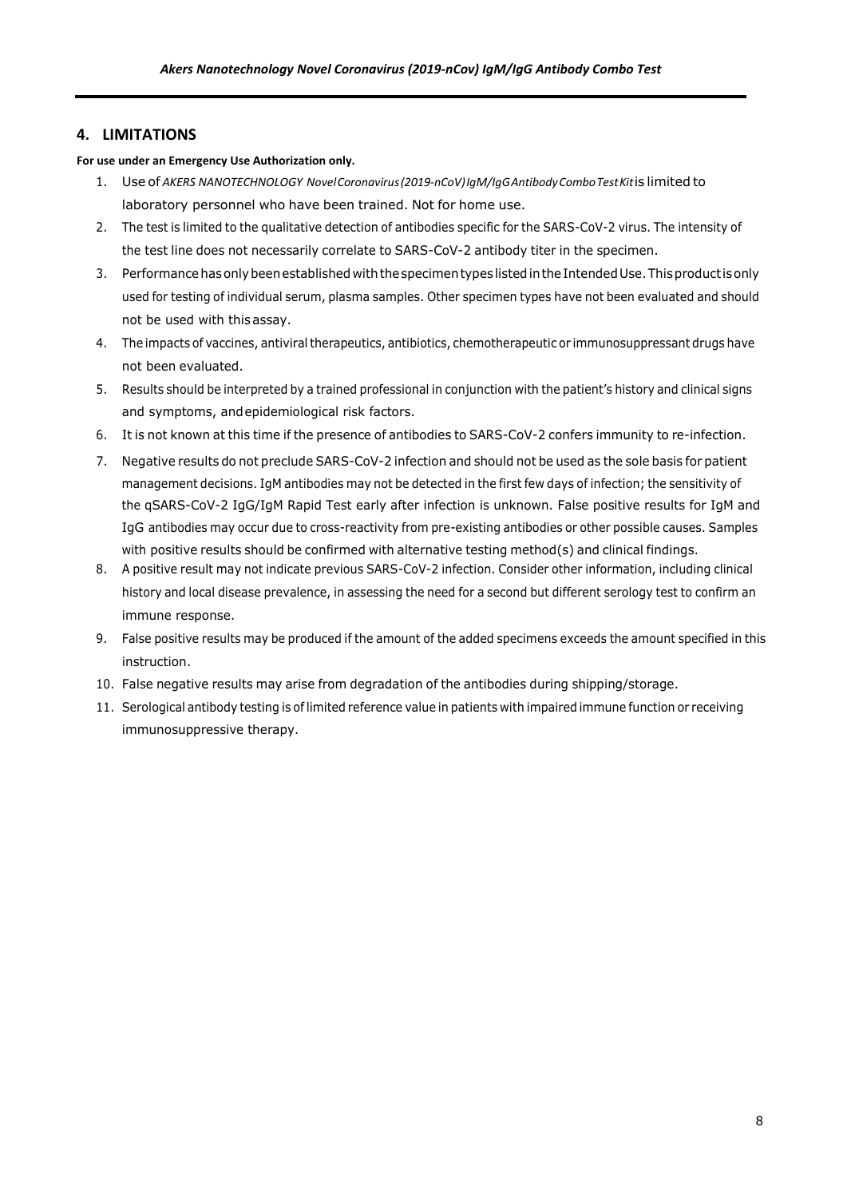## 4. LIMITATIONS

**For use under an Emergency Use Authorization only.**

1. Use of *AKERS NANOTECHNOLOGY Novel Coronavirus (2019-nCoV) IgM/IgG Antibody Combo Test Kit* is limited to laboratory personnel who have been trained. Not for home use.
2. The test is limited to the qualitative detection of antibodies specific for the SARS-CoV-2 virus. The intensity of the test line does not necessarily correlate to SARS-CoV-2 antibody titer in the specimen.
3. Performance has only been established with the specimen types listed in the Intended Use. This product is only used for testing of individual serum, plasma samples. Other specimen types have not been evaluated and should not be used with this assay.
4. The impacts of vaccines, antiviral therapeutics, antibiotics, chemotherapeutic or immunosuppressant drugs have not been evaluated.
5. Results should be interpreted by a trained professional in conjunction with the patient's history and clinical signs and symptoms, and epidemiological risk factors.
6. It is not known at this time if the presence of antibodies to SARS-CoV-2 confers immunity to re-infection.
7. Negative results do not preclude SARS-CoV-2 infection and should not be used as the sole basis for patient management decisions. IgM antibodies may not be detected in the first few days of infection; the sensitivity of the qSARS-CoV-2 IgG/IgM Rapid Test early after infection is unknown. False positive results for IgM and IgG antibodies may occur due to cross-reactivity from pre-existing antibodies or other possible causes. Samples with positive results should be confirmed with alternative testing method(s) and clinical findings.
8. A positive result may not indicate previous SARS-CoV-2 infection. Consider other information, including clinical history and local disease prevalence, in assessing the need for a second but different serology test to confirm an immune response.
9. False positive results may be produced if the amount of the added specimens exceeds the amount specified in this instruction.
10. False negative results may arise from degradation of the antibodies during shipping/storage.
11. Serological antibody testing is of limited reference value in patients with impaired immune function or receiving immunosuppressive therapy.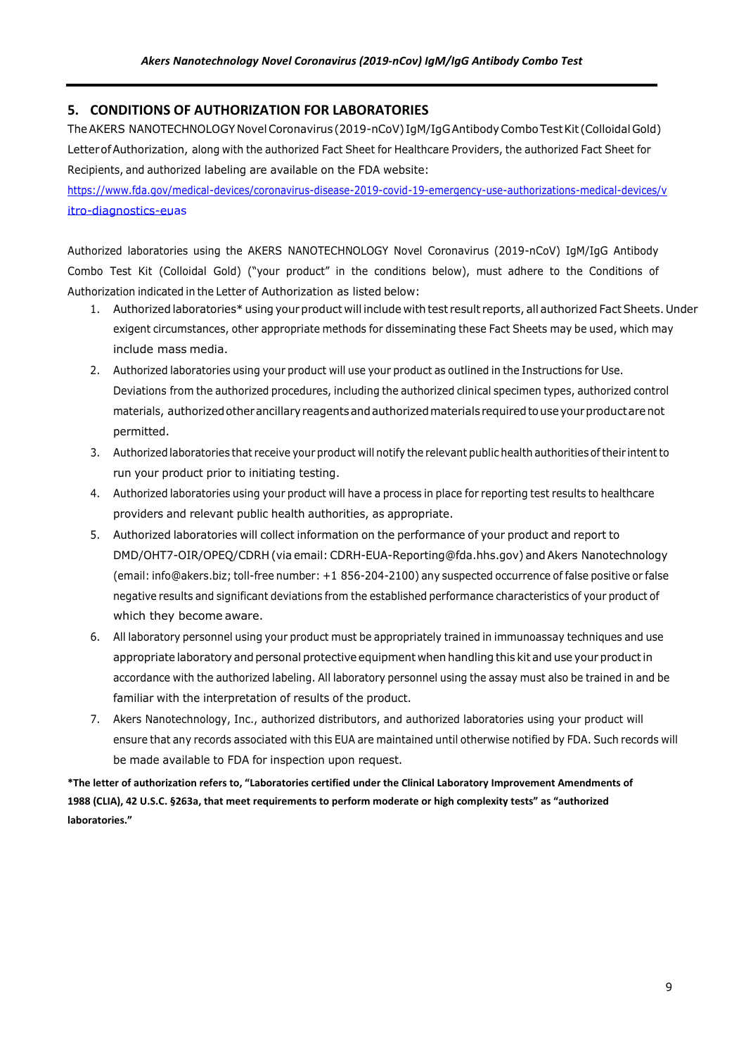## 5. CONDITIONS OF AUTHORIZATION FOR LABORATORIES

The AKERS NANOTECHNOLOGY Novel Coronavirus (2019-nCoV) IgM/IgG Antibody Combo Test Kit (Colloidal Gold) Letter of Authorization, along with the authorized Fact Sheet for Healthcare Providers, the authorized Fact Sheet for Recipients, and authorized labeling are available on the FDA website:

https://www.fda.gov/medical-devices/coronavirus-disease-2019-covid-19-emergency-use-authorizations-medical-devices/vitro-diagnostics-euas

Authorized laboratories using the AKERS NANOTECHNOLOGY Novel Coronavirus (2019-nCoV) IgM/IgG Antibody Combo Test Kit (Colloidal Gold) ("your product" in the conditions below), must adhere to the Conditions of Authorization indicated in the Letter of Authorization as listed below:

1. Authorized laboratories* using your product will include with test result reports, all authorized Fact Sheets. Under exigent circumstances, other appropriate methods for disseminating these Fact Sheets may be used, which may include mass media.
2. Authorized laboratories using your product will use your product as outlined in the Instructions for Use. Deviations from the authorized procedures, including the authorized clinical specimen types, authorized control materials, authorized other ancillary reagents and authorized materials required to use your product are not permitted.
3. Authorized laboratories that receive your product will notify the relevant public health authorities of their intent to run your product prior to initiating testing.
4. Authorized laboratories using your product will have a process in place for reporting test results to healthcare providers and relevant public health authorities, as appropriate.
5. Authorized laboratories will collect information on the performance of your product and report to DMD/OHT7-OIR/OPEQ/CDRH (via email: CDRH-EUA-Reporting@fda.hhs.gov) and Akers Nanotechnology (email: info@akers.biz; toll-free number: +1 856-204-2100) any suspected occurrence of false positive or false negative results and significant deviations from the established performance characteristics of your product of which they become aware.
6. All laboratory personnel using your product must be appropriately trained in immunoassay techniques and use appropriate laboratory and personal protective equipment when handling this kit and use your product in accordance with the authorized labeling. All laboratory personnel using the assay must also be trained in and be familiar with the interpretation of results of the product.
7. Akers Nanotechnology, Inc., authorized distributors, and authorized laboratories using your product will ensure that any records associated with this EUA are maintained until otherwise notified by FDA. Such records will be made available to FDA for inspection upon request.

**\*The letter of authorization refers to, "Laboratories certified under the Clinical Laboratory Improvement Amendments of 1988 (CLIA), 42 U.S.C. §263a, that meet requirements to perform moderate or high complexity tests" as "authorized laboratories."**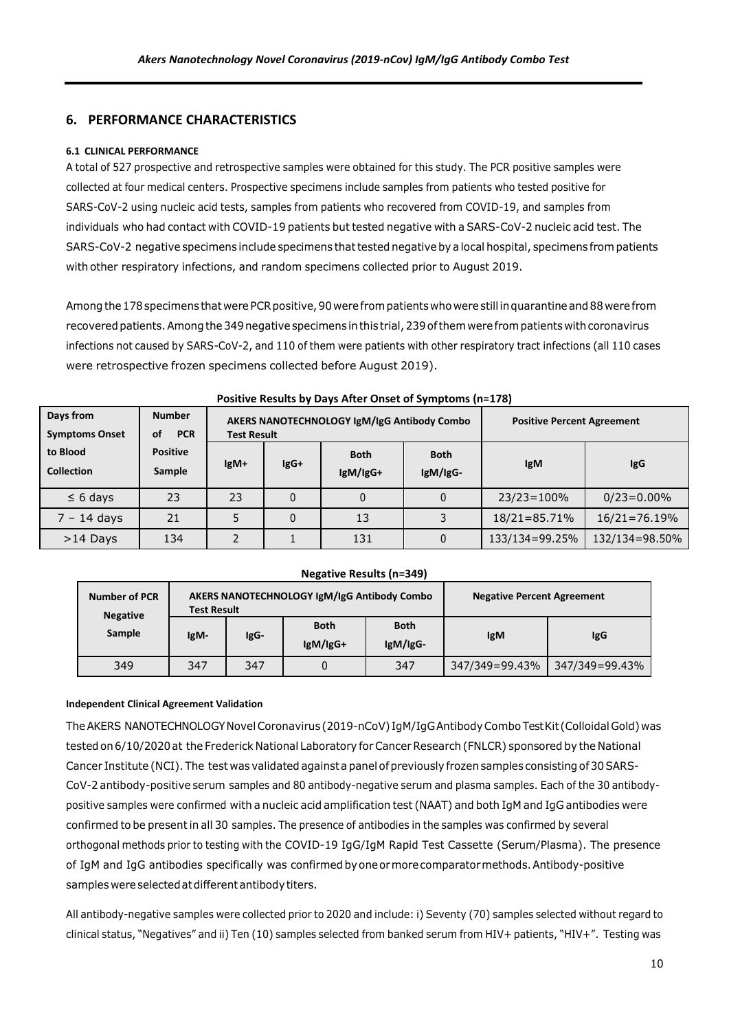## 6. PERFORMANCE CHARACTERISTICS

#### 6.1 CLINICAL PERFORMANCE

A total of 527 prospective and retrospective samples were obtained for this study. The PCR positive samples were collected at four medical centers. Prospective specimens include samples from patients who tested positive for SARS-CoV-2 using nucleic acid tests, samples from patients who recovered from COVID-19, and samples from individuals who had contact with COVID-19 patients but tested negative with a SARS-CoV-2 nucleic acid test. The SARS-CoV-2 negative specimens include specimens that tested negative by a local hospital, specimens from patients with other respiratory infections, and random specimens collected prior to August 2019.

Among the 178 specimens that were PCR positive, 90 were from patients who were still in quarantine and 88 were from recovered patients. Among the 349 negative specimens in this trial, 239 of them were from patients with coronavirus infections not caused by SARS-CoV-2, and 110 of them were patients with other respiratory tract infections (all 110 cases were retrospective frozen specimens collected before August 2019).

**Positive Results by Days After Onset of Symptoms (n=178)**

| Days from Symptoms Onset to Blood Collection | Number of PCR Positive Sample | AKERS NANOTECHNOLOGY IgM/IgG Antibody Combo Test Result | | | | Positive Percent Agreement | |
|---|---|---|---|---|---|---|---|
| | | IgM+ | IgG+ | Both IgM/IgG+ | Both IgM/IgG- | IgM | IgG |
| ≤ 6 days | 23 | 23 | 0 | 0 | 0 | 23/23=100% | 0/23=0.00% |
| 7 – 14 days | 21 | 5 | 0 | 13 | 3 | 18/21=85.71% | 16/21=76.19% |
| >14 Days | 134 | 2 | 1 | 131 | 0 | 133/134=99.25% | 132/134=98.50% |

**Negative Results (n=349)**

| Number of PCR Negative Sample | AKERS NANOTECHNOLOGY IgM/IgG Antibody Combo Test Result | | | | Negative Percent Agreement | |
|---|---|---|---|---|---|---|
| | IgM- | IgG- | Both IgM/IgG+ | Both IgM/IgG- | IgM | IgG |
| 349 | 347 | 347 | 0 | 347 | 347/349=99.43% | 347/349=99.43% |

**Independent Clinical Agreement Validation**

The AKERS NANOTECHNOLOGY Novel Coronavirus (2019-nCoV) IgM/IgG Antibody Combo Test Kit (Colloidal Gold) was tested on 6/10/2020 at the Frederick National Laboratory for Cancer Research (FNLCR) sponsored by the National Cancer Institute (NCI). The test was validated against a panel of previously frozen samples consisting of 30 SARS-CoV-2 antibody-positive serum samples and 80 antibody-negative serum and plasma samples. Each of the 30 antibody-positive samples were confirmed with a nucleic acid amplification test (NAAT) and both IgM and IgG antibodies were confirmed to be present in all 30 samples. The presence of antibodies in the samples was confirmed by several orthogonal methods prior to testing with the COVID-19 IgG/IgM Rapid Test Cassette (Serum/Plasma). The presence of IgM and IgG antibodies specifically was confirmed by one or more comparator methods. Antibody-positive samples were selected at different antibody titers.

All antibody-negative samples were collected prior to 2020 and include: i) Seventy (70) samples selected without regard to clinical status, "Negatives" and ii) Ten (10) samples selected from banked serum from HIV+ patients, "HIV+". Testing was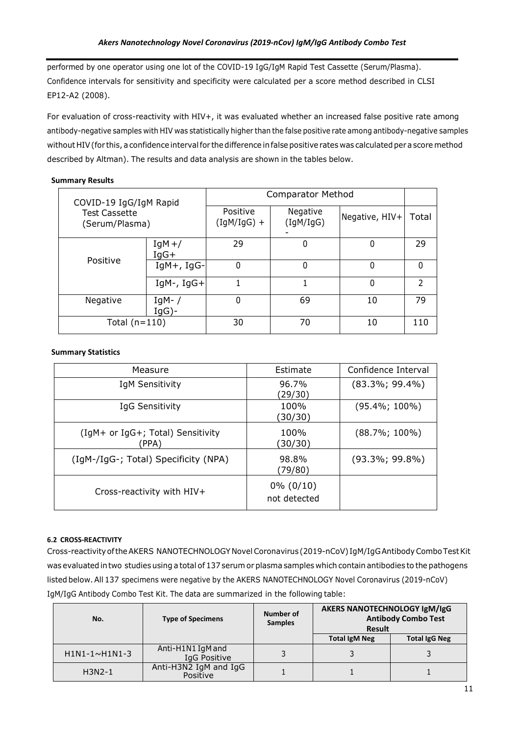performed by one operator using one lot of the COVID-19 IgG/IgM Rapid Test Cassette (Serum/Plasma). Confidence intervals for sensitivity and specificity were calculated per a score method described in CLSI EP12-A2 (2008).

For evaluation of cross-reactivity with HIV+, it was evaluated whether an increased false positive rate among antibody-negative samples with HIV was statistically higher than the false positive rate among antibody-negative samples without HIV (for this, a confidence interval for the difference in false positive rates was calculated per a score method described by Altman). The results and data analysis are shown in the tables below.

**Summary Results**

| COVID-19 IgG/IgM Rapid Test Cassette (Serum/Plasma) | | Comparator Method | | | |
|---|---|---|---|---|---|
| | | Positive (IgM/IgG) + | Negative (IgM/IgG) - | Negative, HIV+ | Total |
| Positive | IgM +/ IgG+ | 29 | 0 | 0 | 29 |
| | IgM+, IgG- | 0 | 0 | 0 | 0 |
| | IgM-, IgG+ | 1 | 1 | 0 | 2 |
| Negative | IgM- / IgG)- | 0 | 69 | 10 | 79 |
| Total (n=110) | | 30 | 70 | 10 | 110 |

**Summary Statistics**

| Measure | Estimate | Confidence Interval |
|---|---|---|
| IgM Sensitivity | 96.7% (29/30) | (83.3%; 99.4%) |
| IgG Sensitivity | 100% (30/30) | (95.4%; 100%) |
| (IgM+ or IgG+; Total) Sensitivity (PPA) | 100% (30/30) | (88.7%; 100%) |
| (IgM-/IgG-; Total) Specificity (NPA) | 98.8% (79/80) | (93.3%; 99.8%) |
| Cross-reactivity with HIV+ | 0% (0/10) not detected | |

**6.2 CROSS-REACTIVITY**

Cross-reactivity of the AKERS NANOTECHNOLOGY Novel Coronavirus (2019-nCoV) IgM/IgG Antibody Combo Test Kit was evaluated in two studies using a total of 137 serum or plasma samples which contain antibodies to the pathogens listed below. All 137 specimens were negative by the AKERS NANOTECHNOLOGY Novel Coronavirus (2019-nCoV) IgM/IgG Antibody Combo Test Kit. The data are summarized in the following table:

| No. | Type of Specimens | Number of Samples | AKERS NANOTECHNOLOGY IgM/IgG Antibody Combo Test Result | |
|---|---|---|---|---|
| | | | Total IgM Neg | Total IgG Neg |
| H1N1-1~H1N1-3 | Anti-H1N1 IgM and IgG Positive | 3 | 3 | 3 |
| H3N2-1 | Anti-H3N2 IgM and IgG Positive | 1 | 1 | 1 |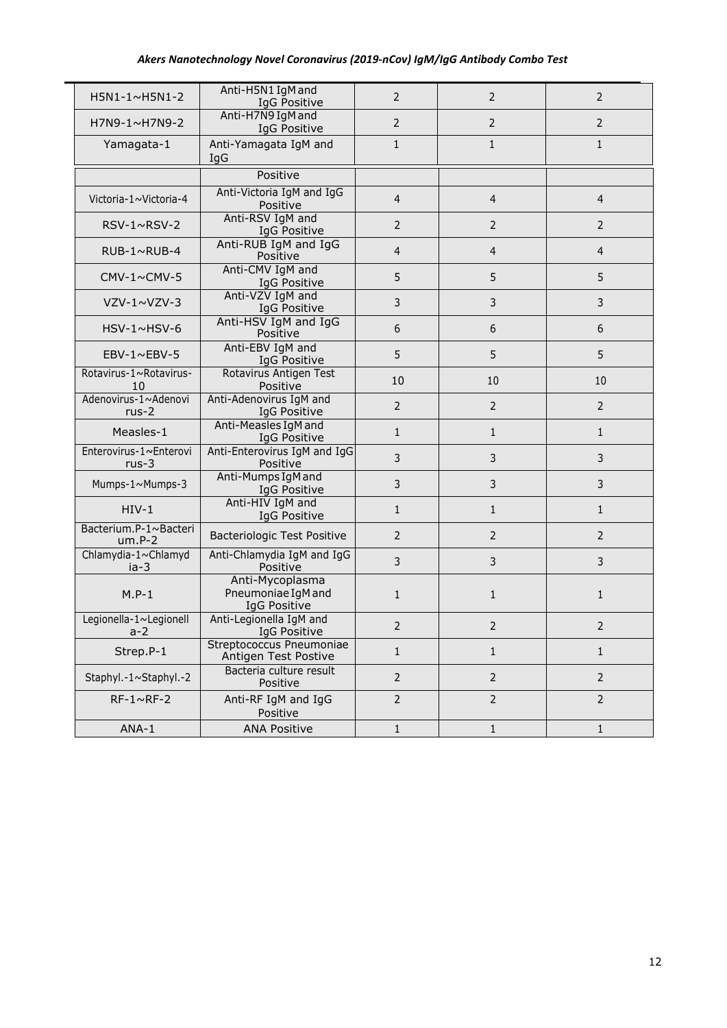| | | | | |
|---|---|---|---|---|
| H5N1-1~H5N1-2 | Anti-H5N1 IgM and IgG Positive | 2 | 2 | 2 |
| H7N9-1~H7N9-2 | Anti-H7N9 IgM and IgG Positive | 2 | 2 | 2 |
| Yamagata-1 | Anti-Yamagata IgM and IgG | 1 | 1 | 1 |
| | Positive | | | |
| Victoria-1~Victoria-4 | Anti-Victoria IgM and IgG Positive | 4 | 4 | 4 |
| RSV-1~RSV-2 | Anti-RSV IgM and IgG Positive | 2 | 2 | 2 |
| RUB-1~RUB-4 | Anti-RUB IgM and IgG Positive | 4 | 4 | 4 |
| CMV-1~CMV-5 | Anti-CMV IgM and IgG Positive | 5 | 5 | 5 |
| VZV-1~VZV-3 | Anti-VZV IgM and IgG Positive | 3 | 3 | 3 |
| HSV-1~HSV-6 | Anti-HSV IgM and IgG Positive | 6 | 6 | 6 |
| EBV-1~EBV-5 | Anti-EBV IgM and IgG Positive | 5 | 5 | 5 |
| Rotavirus-1~Rotavirus-10 | Rotavirus Antigen Test Positive | 10 | 10 | 10 |
| Adenovirus-1~Adenovirus-2 | Anti-Adenovirus IgM and IgG Positive | 2 | 2 | 2 |
| Measles-1 | Anti-Measles IgM and IgG Positive | 1 | 1 | 1 |
| Enterovirus-1~Enterovirus-3 | Anti-Enterovirus IgM and IgG Positive | 3 | 3 | 3 |
| Mumps-1~Mumps-3 | Anti-Mumps IgM and IgG Positive | 3 | 3 | 3 |
| HIV-1 | Anti-HIV IgM and IgG Positive | 1 | 1 | 1 |
| Bacterium.P-1~Bacterium.P-2 | Bacteriologic Test Positive | 2 | 2 | 2 |
| Chlamydia-1~Chlamydia-3 | Anti-Chlamydia IgM and IgG Positive | 3 | 3 | 3 |
| M.P-1 | Anti-Mycoplasma Pneumoniae IgM and IgG Positive | 1 | 1 | 1 |
| Legionella-1~Legionella-2 | Anti-Legionella IgM and IgG Positive | 2 | 2 | 2 |
| Strep.P-1 | Streptococcus Pneumoniae Antigen Test Postive | 1 | 1 | 1 |
| Staphyl.-1~Staphyl.-2 | Bacteria culture result Positive | 2 | 2 | 2 |
| RF-1~RF-2 | Anti-RF IgM and IgG Positive | 2 | 2 | 2 |
| ANA-1 | ANA Positive | 1 | 1 | 1 |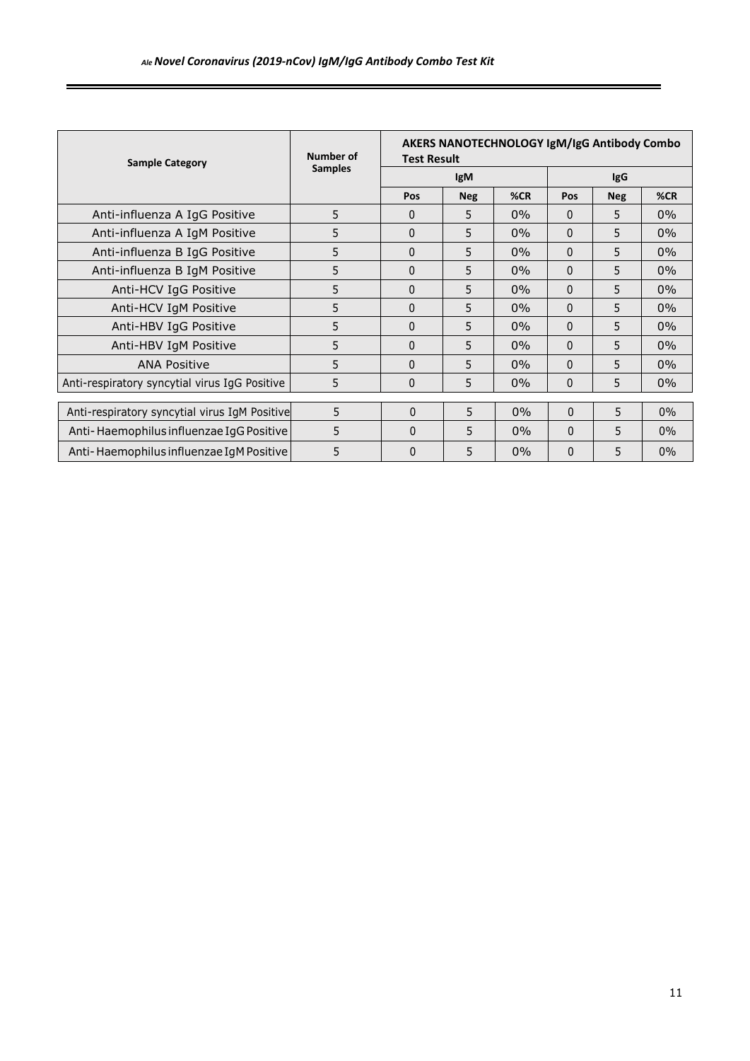| Sample Category | Number of Samples | AKERS NANOTECHNOLOGY IgM/IgG Antibody Combo Test Result | | | | | |
|---|---|---|---|---|---|---|---|
| | | IgM | | | IgG | | |
| | | Pos | Neg | %CR | Pos | Neg | %CR |
| Anti-influenza A IgG Positive | 5 | 0 | 5 | 0% | 0 | 5 | 0% |
| Anti-influenza A IgM Positive | 5 | 0 | 5 | 0% | 0 | 5 | 0% |
| Anti-influenza B IgG Positive | 5 | 0 | 5 | 0% | 0 | 5 | 0% |
| Anti-influenza B IgM Positive | 5 | 0 | 5 | 0% | 0 | 5 | 0% |
| Anti-HCV IgG Positive | 5 | 0 | 5 | 0% | 0 | 5 | 0% |
| Anti-HCV IgM Positive | 5 | 0 | 5 | 0% | 0 | 5 | 0% |
| Anti-HBV IgG Positive | 5 | 0 | 5 | 0% | 0 | 5 | 0% |
| Anti-HBV IgM Positive | 5 | 0 | 5 | 0% | 0 | 5 | 0% |
| ANA Positive | 5 | 0 | 5 | 0% | 0 | 5 | 0% |
| Anti-respiratory syncytial virus IgG Positive | 5 | 0 | 5 | 0% | 0 | 5 | 0% |
| Anti-respiratory syncytial virus IgM Positive | 5 | 0 | 5 | 0% | 0 | 5 | 0% |
| Anti- Haemophilus influenzae IgG Positive | 5 | 0 | 5 | 0% | 0 | 5 | 0% |
| Anti- Haemophilus influenzae IgM Positive | 5 | 0 | 5 | 0% | 0 | 5 | 0% |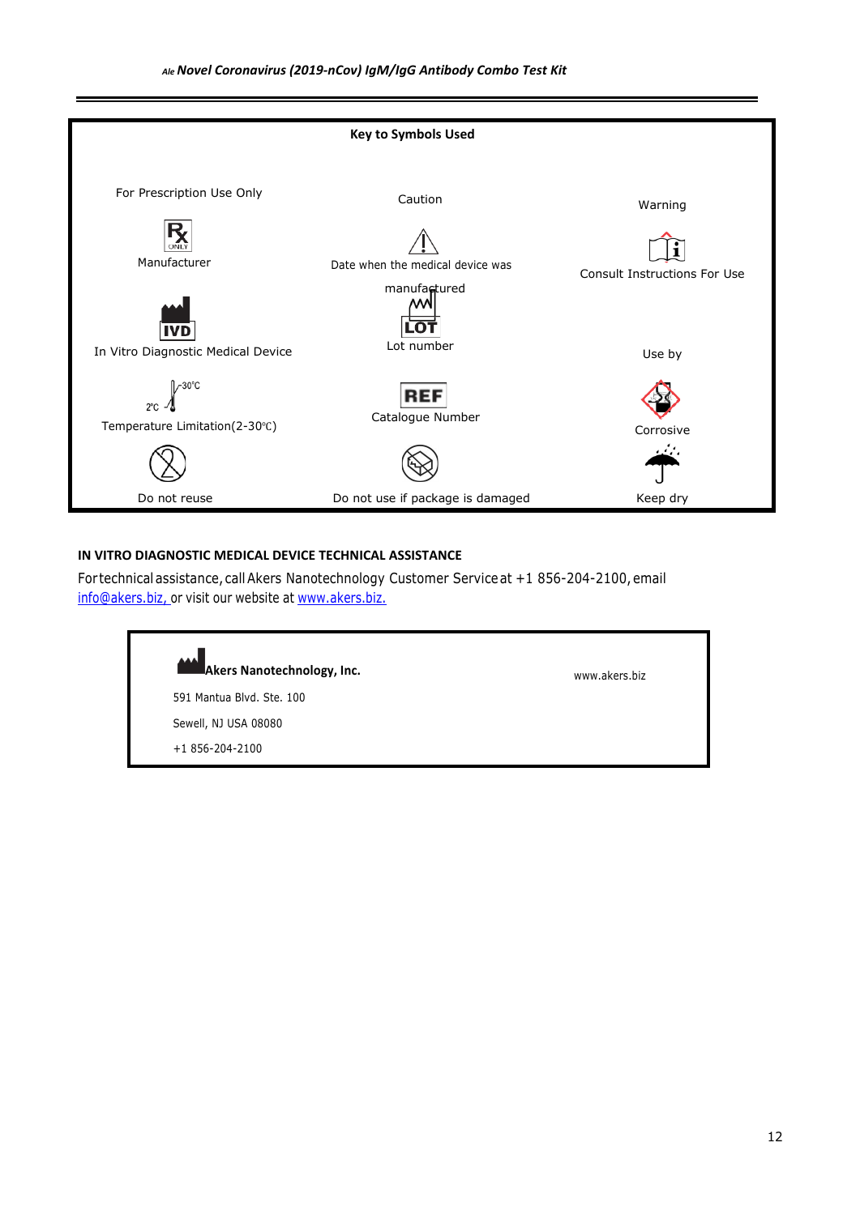## Key to Symbols Used

| | | |
|---|---|---|
| For Prescription Use Only | Caution | Warning |
| Manufacturer | Date when the medical device was manufactured | Consult Instructions For Use |
| In Vitro Diagnostic Medical Device | Lot number | Use by |
| Temperature Limitation(2-30℃) | Catalogue Number | Corrosive |
| Do not reuse | Do not use if package is damaged | Keep dry |

### IN VITRO DIAGNOSTIC MEDICAL DEVICE TECHNICAL ASSISTANCE

For technical assistance, call Akers Nanotechnology Customer Service at +1 856-204-2100, email info@akers.biz, or visit our website at www.akers.biz.

**Akers Nanotechnology, Inc.**

591 Mantua Blvd. Ste. 100

Sewell, NJ USA 08080

+1 856-204-2100

www.akers.biz